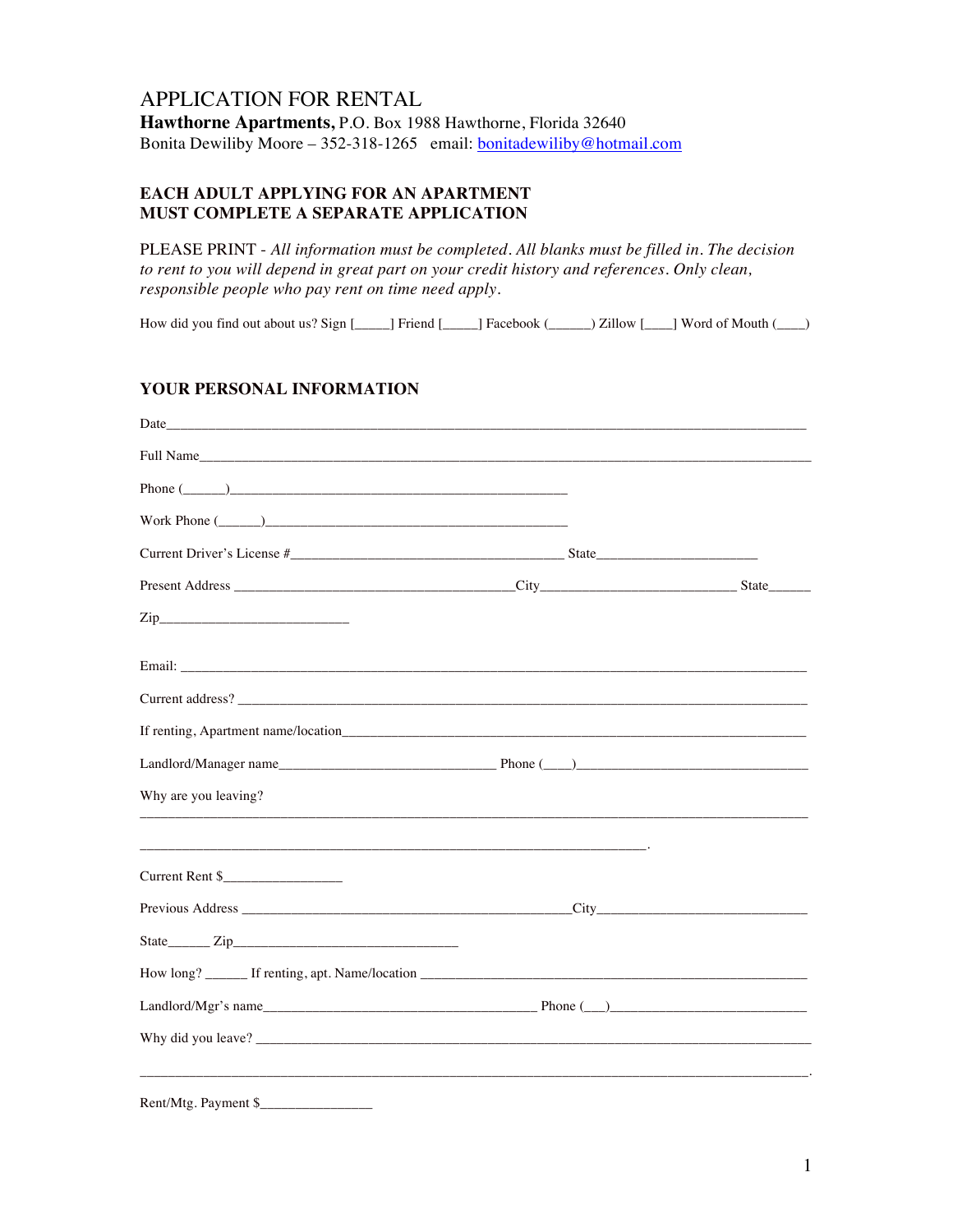# APPLICATION FOR RENTAL

**Hawthorne Apartments,** P.O. Box 1988 Hawthorne, Florida 32640
Bonita Dewiliby Moore – 352-318-1265   email: bonitadewiliby@hotmail.com

**EACH ADULT APPLYING FOR AN APARTMENT MUST COMPLETE A SEPARATE APPLICATION**

PLEASE PRINT - *All information must be completed. All blanks must be filled in. The decision to rent to you will depend in great part on your credit history and references. Only clean, responsible people who pay rent on time need apply.*

How did you find out about us? Sign [_____] Friend [_____] Facebook (______) Zillow [____] Word of Mouth (____)

## YOUR PERSONAL INFORMATION

Date_______________________________________________________________________________

Full Name___________________________________________________________________________

Phone (______)_____________________________________________

Work Phone (______)________________________________________

Current Driver's License #______________________________________ State______________________

Present Address _______________________________________City___________________________ State______

Zip__________________________

Email: ______________________________________________________________________________

Current address? ______________________________________________________________________

If renting, Apartment name/location_______________________________________________________

Landlord/Manager name______________________________ Phone (____)_________________________________

Why are you leaving?

_____________________________________________________________________________________

______________________________________________________________________.

Current Rent $_________________

Previous Address _______________________________________________City_____________________________

State______ Zip________________________________

How long? ______ If renting, apt. Name/location _____________________________________________________

Landlord/Mgr's name________________________________________ Phone (___)___________________________

Why did you leave? ___________________________________________________________________________

_____________________________________________________________________________________.

Rent/Mtg. Payment $_______________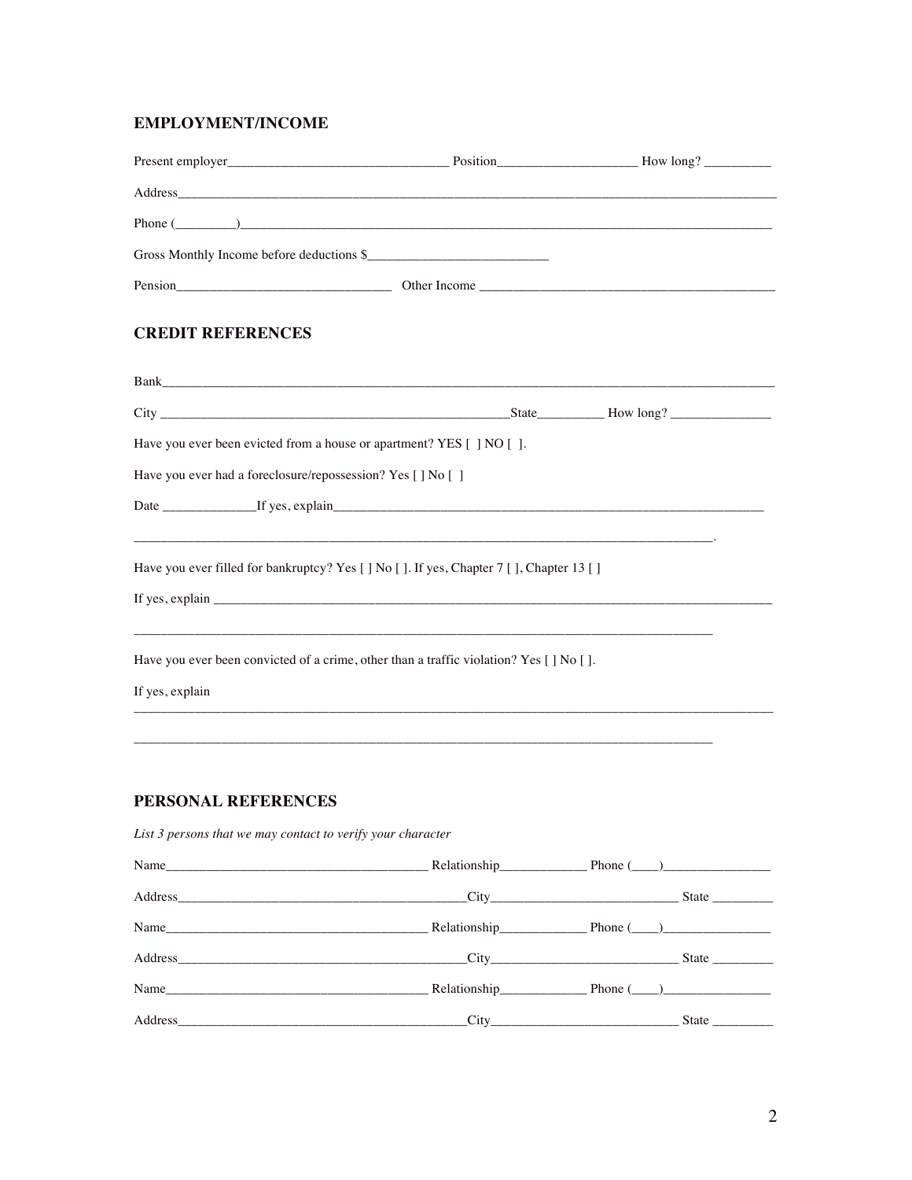## EMPLOYMENT/INCOME

Present employer________________________________ Position____________________ How long? __________

Address______________________________________________________________________________________

Phone (_________)_____________________________________________________________________________

Gross Monthly Income before deductions $__________________________

Pension______________________________ Other Income ___________________________________________

## CREDIT REFERENCES

Bank_________________________________________________________________________________________

City ____________________________________________State__________ How long? _______________

Have you ever been evicted from a house or apartment? YES [ ] NO [ ].

Have you ever had a foreclosure/repossession? Yes [ ] No [ ]

Date ______________If yes, explain______________________________________________________________

____________________________________________________________________________________.

Have you ever filled for bankruptcy? Yes [ ] No [ ]. If yes, Chapter 7 [ ], Chapter 13 [ ]

If yes, explain ________________________________________________________________________________

____________________________________________________________________________________

Have you ever been convicted of a crime, other than a traffic violation? Yes [ ] No [ ].

If yes, explain

_____________________________________________________________________________________________

____________________________________________________________________________________

## PERSONAL REFERENCES

*List 3 persons that we may contact to verify your character*

Name_____________________________________ Relationship____________ Phone (____)_______________

Address________________________________________City___________________________ State _________

Name_____________________________________ Relationship____________ Phone (____)_______________

Address________________________________________City___________________________ State _________

Name_____________________________________ Relationship____________ Phone (____)_______________

Address________________________________________City___________________________ State _________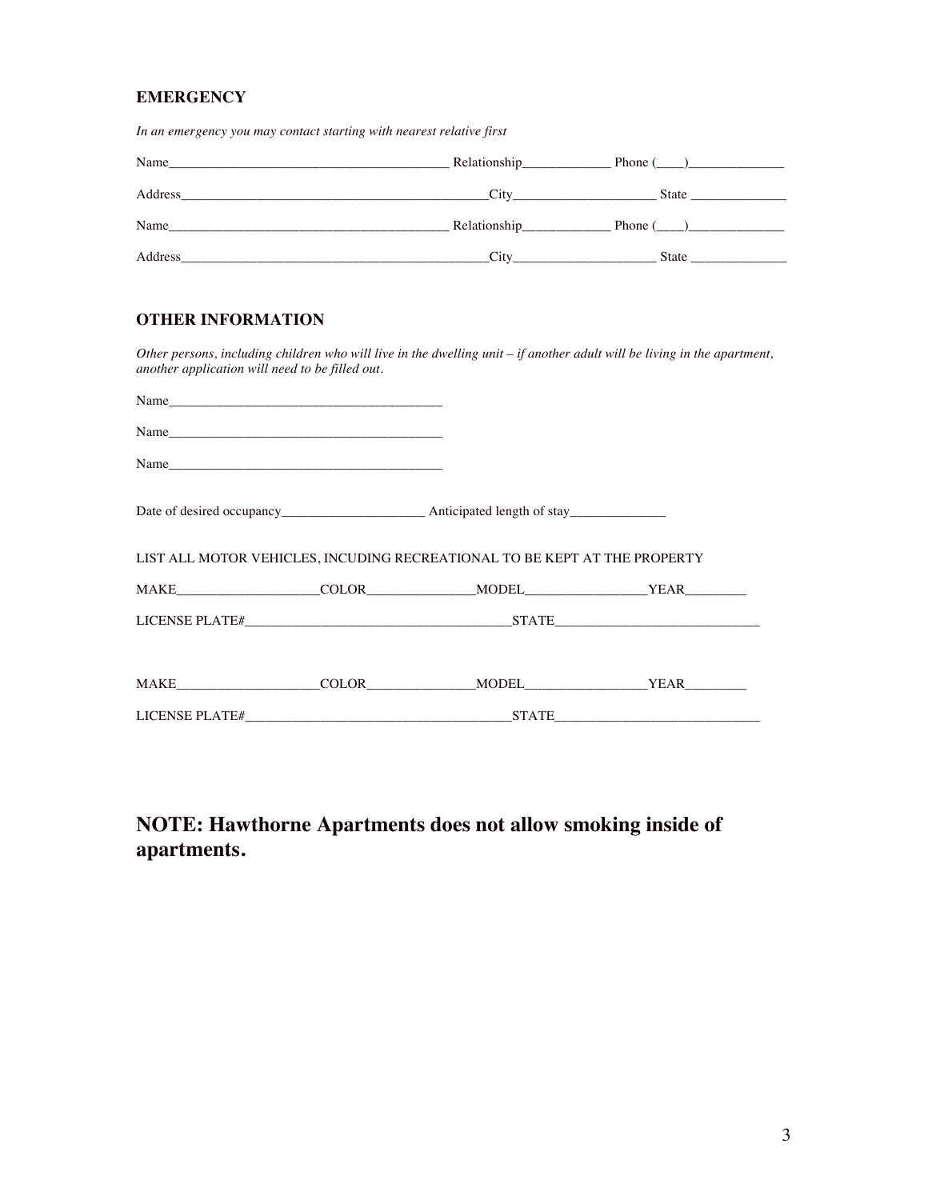### EMERGENCY

*In an emergency you may contact starting with nearest relative first*

Name_________________________________________ Relationship_____________ Phone (____)______________

Address_____________________________________________City_____________________ State ______________

Name_________________________________________ Relationship_____________ Phone (____)______________

Address_____________________________________________City_____________________ State ______________

### OTHER INFORMATION

*Other persons, including children who will live in the dwelling unit – if another adult will be living in the apartment, another application will need to be filled out.*

Name_________________________________________

Name_________________________________________

Name_________________________________________

Date of desired occupancy______________________ Anticipated length of stay______________

LIST ALL MOTOR VEHICLES, INCUDING RECREATIONAL TO BE KEPT AT THE PROPERTY

MAKE_____________________COLOR________________MODEL__________________YEAR_________

LICENSE PLATE#_______________________________________STATE______________________________

MAKE_____________________COLOR________________MODEL__________________YEAR_________

LICENSE PLATE#_______________________________________STATE______________________________

## NOTE: Hawthorne Apartments does not allow smoking inside of apartments.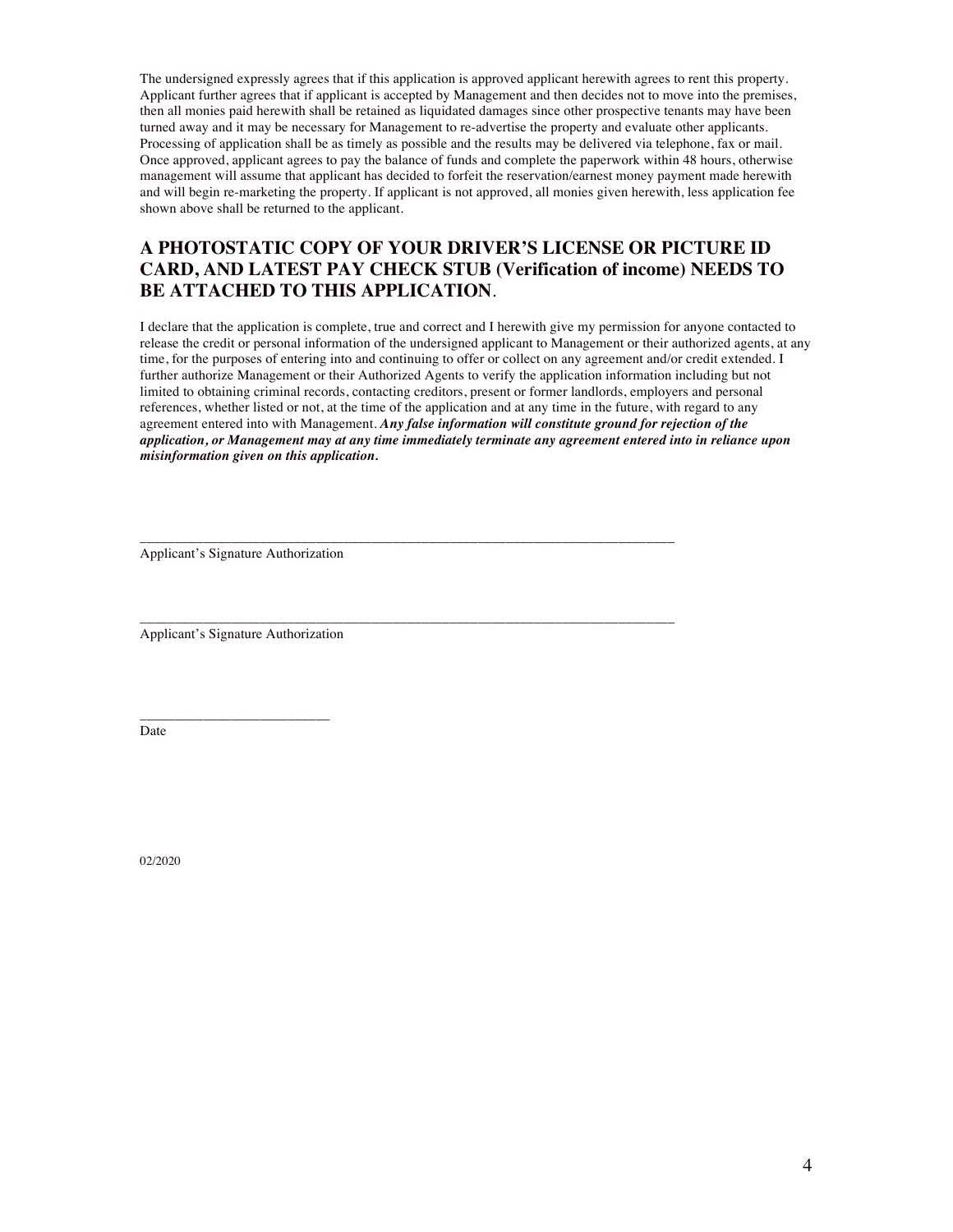The undersigned expressly agrees that if this application is approved applicant herewith agrees to rent this property. Applicant further agrees that if applicant is accepted by Management and then decides not to move into the premises, then all monies paid herewith shall be retained as liquidated damages since other prospective tenants may have been turned away and it may be necessary for Management to re-advertise the property and evaluate other applicants. Processing of application shall be as timely as possible and the results may be delivered via telephone, fax or mail. Once approved, applicant agrees to pay the balance of funds and complete the paperwork within 48 hours, otherwise management will assume that applicant has decided to forfeit the reservation/earnest money payment made herewith and will begin re-marketing the property. If applicant is not approved, all monies given herewith, less application fee shown above shall be returned to the applicant.

## A PHOTOSTATIC COPY OF YOUR DRIVER'S LICENSE OR PICTURE ID CARD, AND LATEST PAY CHECK STUB (Verification of income) NEEDS TO BE ATTACHED TO THIS APPLICATION.

I declare that the application is complete, true and correct and I herewith give my permission for anyone contacted to release the credit or personal information of the undersigned applicant to Management or their authorized agents, at any time, for the purposes of entering into and continuing to offer or collect on any agreement and/or credit extended. I further authorize Management or their Authorized Agents to verify the application information including but not limited to obtaining criminal records, contacting creditors, present or former landlords, employers and personal references, whether listed or not, at the time of the application and at any time in the future, with regard to any agreement entered into with Management. ***Any false information will constitute ground for rejection of the application, or Management may at any time immediately terminate any agreement entered into in reliance upon misinformation given on this application.***

\_\_\_\_\_\_\_\_\_\_\_\_\_\_\_\_\_\_\_\_\_\_\_\_\_\_\_\_\_\_\_\_\_\_\_\_\_\_\_\_\_\_\_\_\_\_\_\_\_\_\_\_\_\_\_\_\_\_\_\_\_\_\_\_\_\_\_\_\_\_

Applicant's Signature Authorization

\_\_\_\_\_\_\_\_\_\_\_\_\_\_\_\_\_\_\_\_\_\_\_\_\_\_\_\_\_\_\_\_\_\_\_\_\_\_\_\_\_\_\_\_\_\_\_\_\_\_\_\_\_\_\_\_\_\_\_\_\_\_\_\_\_\_\_\_\_\_

Applicant's Signature Authorization

\_\_\_\_\_\_\_\_\_\_\_\_\_\_\_\_\_\_\_\_\_\_\_\_\_\_

Date

02/2020